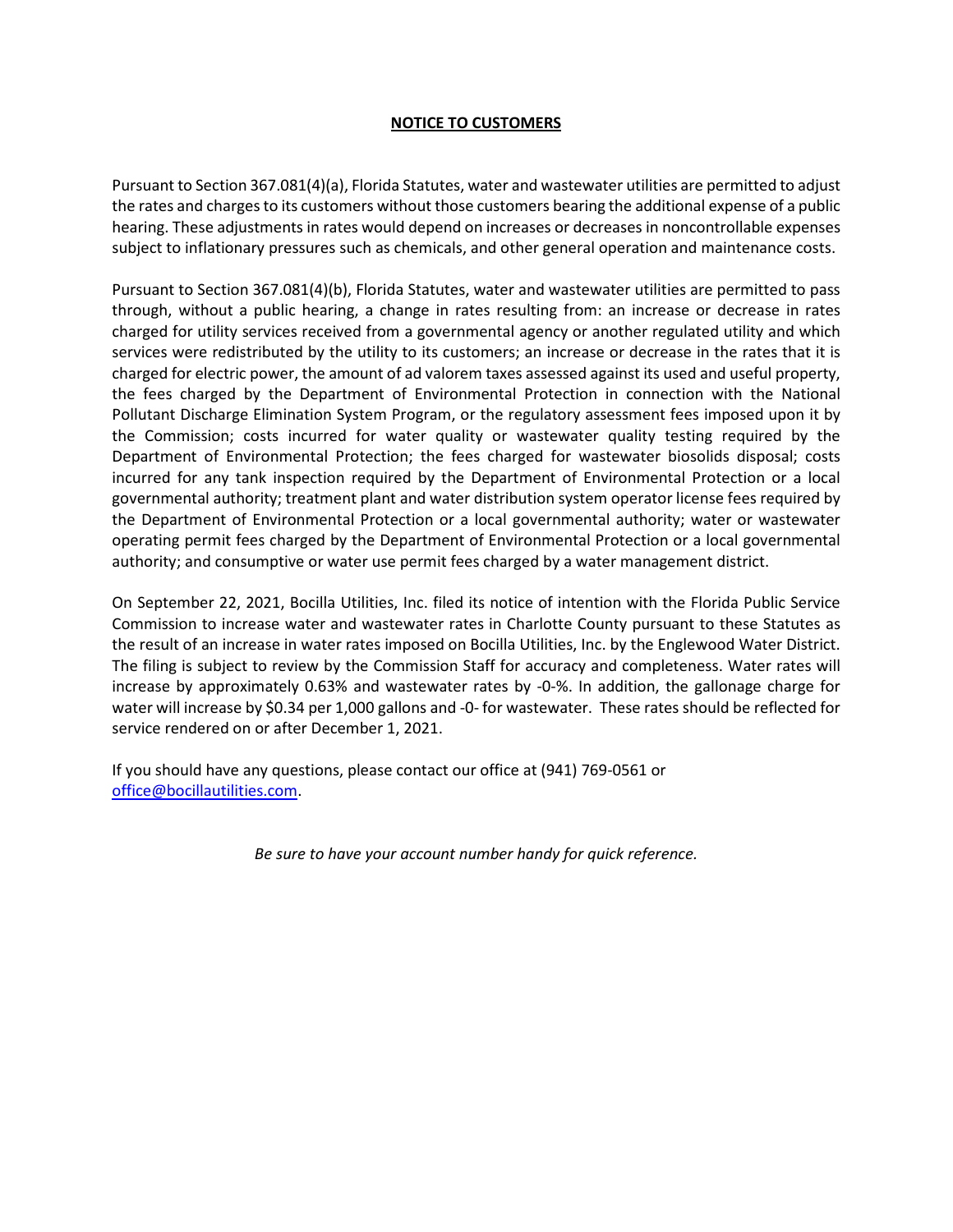**NOTICE TO CUSTOMERS**

Pursuant to Section 367.081(4)(a), Florida Statutes, water and wastewater utilities are permitted to adjust the rates and charges to its customers without those customers bearing the additional expense of a public hearing. These adjustments in rates would depend on increases or decreases in noncontrollable expenses subject to inflationary pressures such as chemicals, and other general operation and maintenance costs.

Pursuant to Section 367.081(4)(b), Florida Statutes, water and wastewater utilities are permitted to pass through, without a public hearing, a change in rates resulting from: an increase or decrease in rates charged for utility services received from a governmental agency or another regulated utility and which services were redistributed by the utility to its customers; an increase or decrease in the rates that it is charged for electric power, the amount of ad valorem taxes assessed against its used and useful property, the fees charged by the Department of Environmental Protection in connection with the National Pollutant Discharge Elimination System Program, or the regulatory assessment fees imposed upon it by the Commission; costs incurred for water quality or wastewater quality testing required by the Department of Environmental Protection; the fees charged for wastewater biosolids disposal; costs incurred for any tank inspection required by the Department of Environmental Protection or a local governmental authority; treatment plant and water distribution system operator license fees required by the Department of Environmental Protection or a local governmental authority; water or wastewater operating permit fees charged by the Department of Environmental Protection or a local governmental authority; and consumptive or water use permit fees charged by a water management district.

On September 22, 2021, Bocilla Utilities, Inc. filed its notice of intention with the Florida Public Service Commission to increase water and wastewater rates in Charlotte County pursuant to these Statutes as the result of an increase in water rates imposed on Bocilla Utilities, Inc. by the Englewood Water District. The filing is subject to review by the Commission Staff for accuracy and completeness. Water rates will increase by approximately 0.63% and wastewater rates by -0-%. In addition, the gallonage charge for water will increase by $0.34 per 1,000 gallons and -0- for wastewater. These rates should be reflected for service rendered on or after December 1, 2021.

If you should have any questions, please contact our office at (941) 769-0561 or office@bocillautilities.com.

*Be sure to have your account number handy for quick reference.*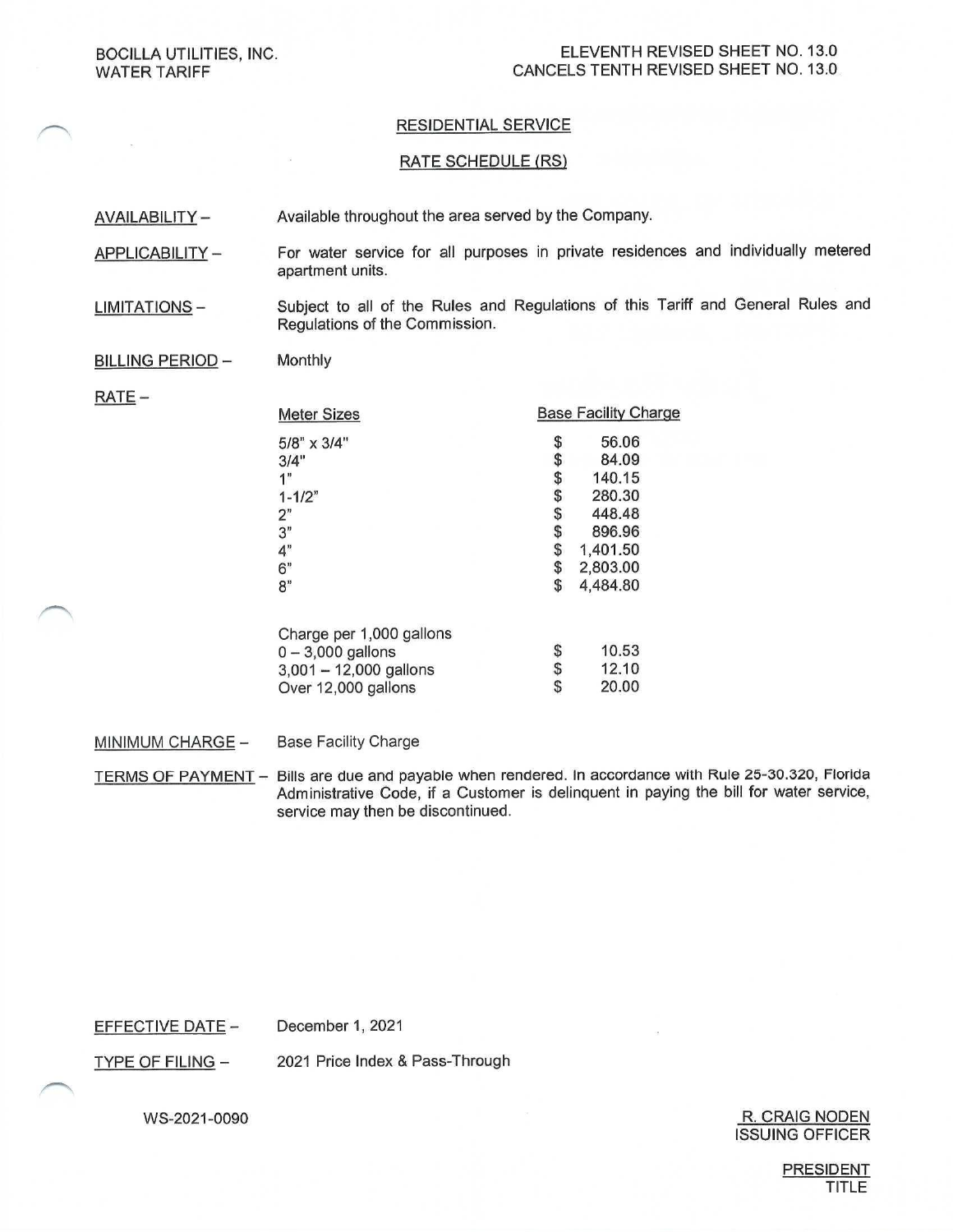BOCILLA UTILITIES, INC.
WATER TARIFF

ELEVENTH REVISED SHEET NO. 13.0
CANCELS TENTH REVISED SHEET NO. 13.0

## RESIDENTIAL SERVICE

## RATE SCHEDULE (RS)

AVAILABILITY – Available throughout the area served by the Company.

APPLICABILITY – For water service for all purposes in private residences and individually metered apartment units.

LIMITATIONS – Subject to all of the Rules and Regulations of this Tariff and General Rules and Regulations of the Commission.

BILLING PERIOD – Monthly

RATE –

| Meter Sizes | Base Facility Charge |
|---|---|
| 5/8" x 3/4" | $ 56.06 |
| 3/4" | $ 84.09 |
| 1" | $ 140.15 |
| 1-1/2" | $ 280.30 |
| 2" | $ 448.48 |
| 3" | $ 896.96 |
| 4" | $ 1,401.50 |
| 6" | $ 2,803.00 |
| 8" | $ 4,484.80 |

| Charge per 1,000 gallons | |
|---|---|
| 0 – 3,000 gallons | $ 10.53 |
| 3,001 – 12,000 gallons | $ 12.10 |
| Over 12,000 gallons | $ 20.00 |

MINIMUM CHARGE – Base Facility Charge

TERMS OF PAYMENT – Bills are due and payable when rendered. In accordance with Rule 25-30.320, Florida Administrative Code, if a Customer is delinquent in paying the bill for water service, service may then be discontinued.

EFFECTIVE DATE – December 1, 2021

TYPE OF FILING – 2021 Price Index & Pass-Through

WS-2021-0090

R. CRAIG NODEN
ISSUING OFFICER

PRESIDENT
TITLE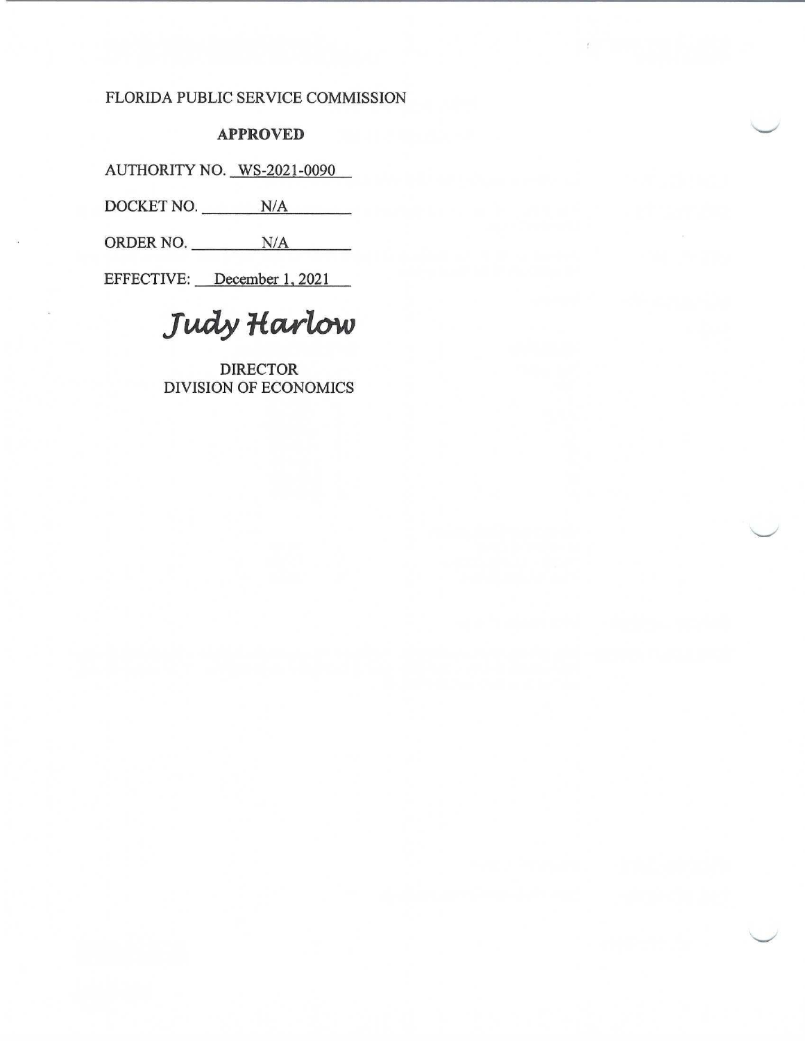FLORIDA PUBLIC SERVICE COMMISSION

**APPROVED**

AUTHORITY NO. WS-2021-0090

DOCKET NO. N/A

ORDER NO. N/A

EFFECTIVE: December 1, 2021

*Judy Harlow*

DIRECTOR
DIVISION OF ECONOMICS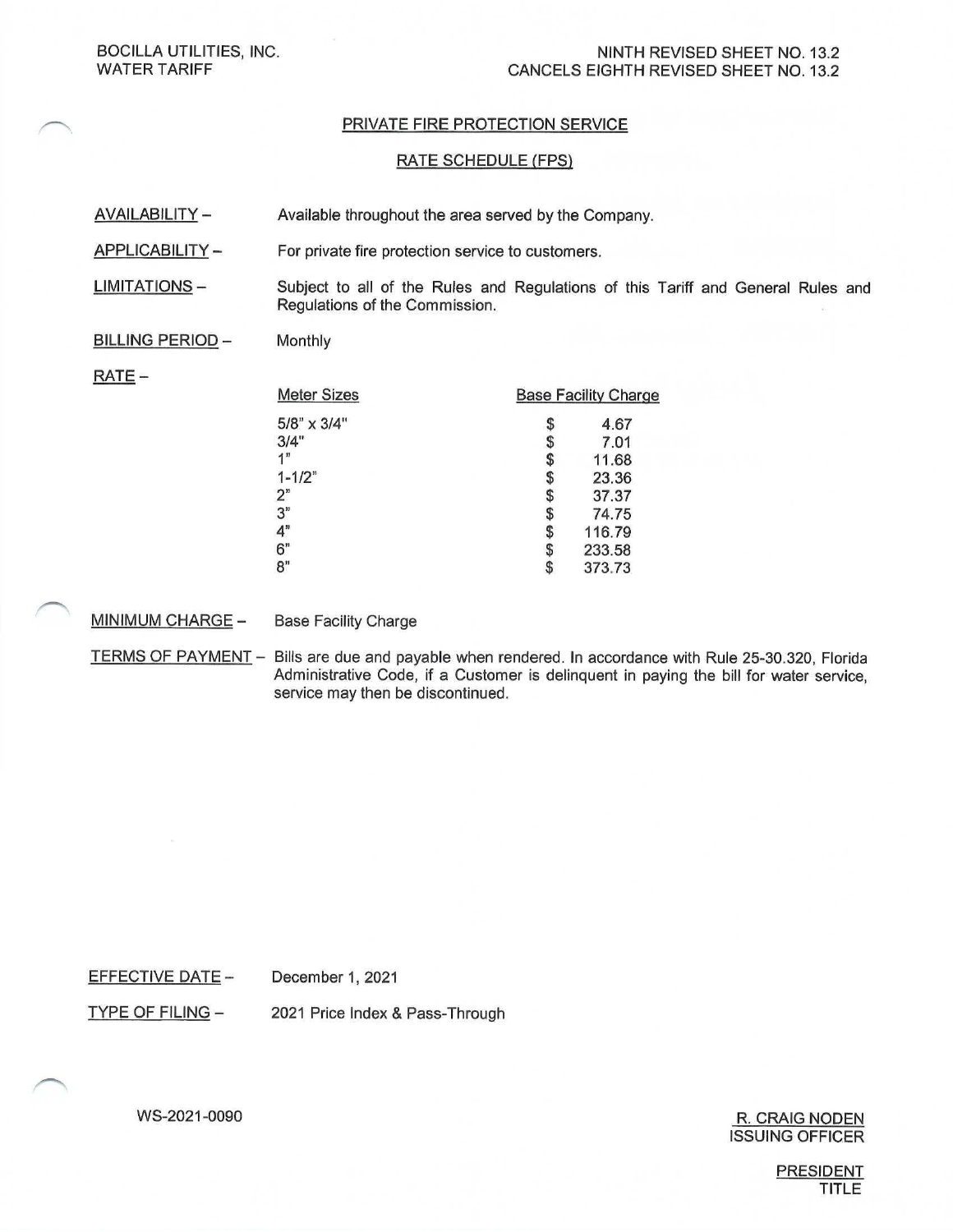BOCILLA UTILITIES, INC.
WATER TARIFF

NINTH REVISED SHEET NO. 13.2
CANCELS EIGHTH REVISED SHEET NO. 13.2

## PRIVATE FIRE PROTECTION SERVICE

## RATE SCHEDULE (FPS)

**AVAILABILITY** – Available throughout the area served by the Company.

**APPLICABILITY** – For private fire protection service to customers.

**LIMITATIONS** – Subject to all of the Rules and Regulations of this Tariff and General Rules and Regulations of the Commission.

**BILLING PERIOD** – Monthly

**RATE** –

| Meter Sizes | Base Facility Charge |
|---|---|
| 5/8" x 3/4" | $ 4.67 |
| 3/4" | $ 7.01 |
| 1" | $ 11.68 |
| 1-1/2" | $ 23.36 |
| 2" | $ 37.37 |
| 3" | $ 74.75 |
| 4" | $ 116.79 |
| 6" | $ 233.58 |
| 8" | $ 373.73 |

**MINIMUM CHARGE** – Base Facility Charge

**TERMS OF PAYMENT** – Bills are due and payable when rendered. In accordance with Rule 25-30.320, Florida Administrative Code, if a Customer is delinquent in paying the bill for water service, service may then be discontinued.

**EFFECTIVE DATE** – December 1, 2021

**TYPE OF FILING** – 2021 Price Index & Pass-Through

WS-2021-0090

R. CRAIG NODEN
ISSUING OFFICER

PRESIDENT
TITLE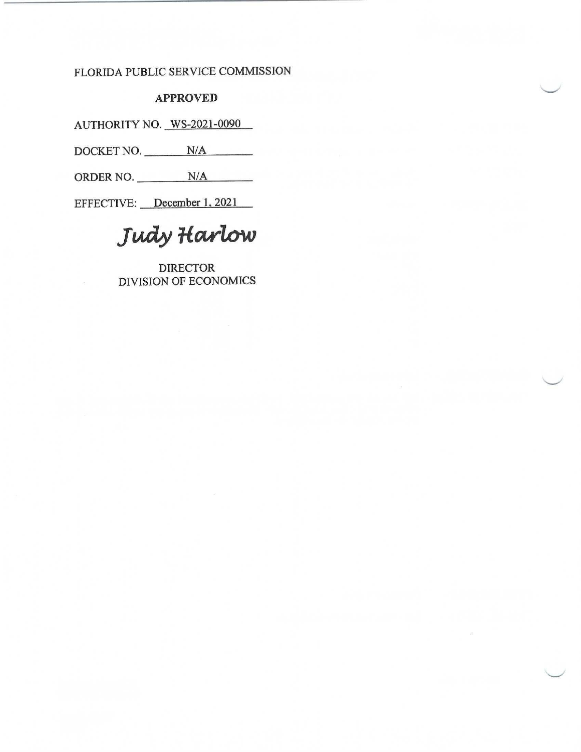FLORIDA PUBLIC SERVICE COMMISSION

**APPROVED**

AUTHORITY NO. WS-2021-0090

DOCKET NO. N/A

ORDER NO. N/A

EFFECTIVE: December 1, 2021

*Judy Harlow*

DIRECTOR
DIVISION OF ECONOMICS